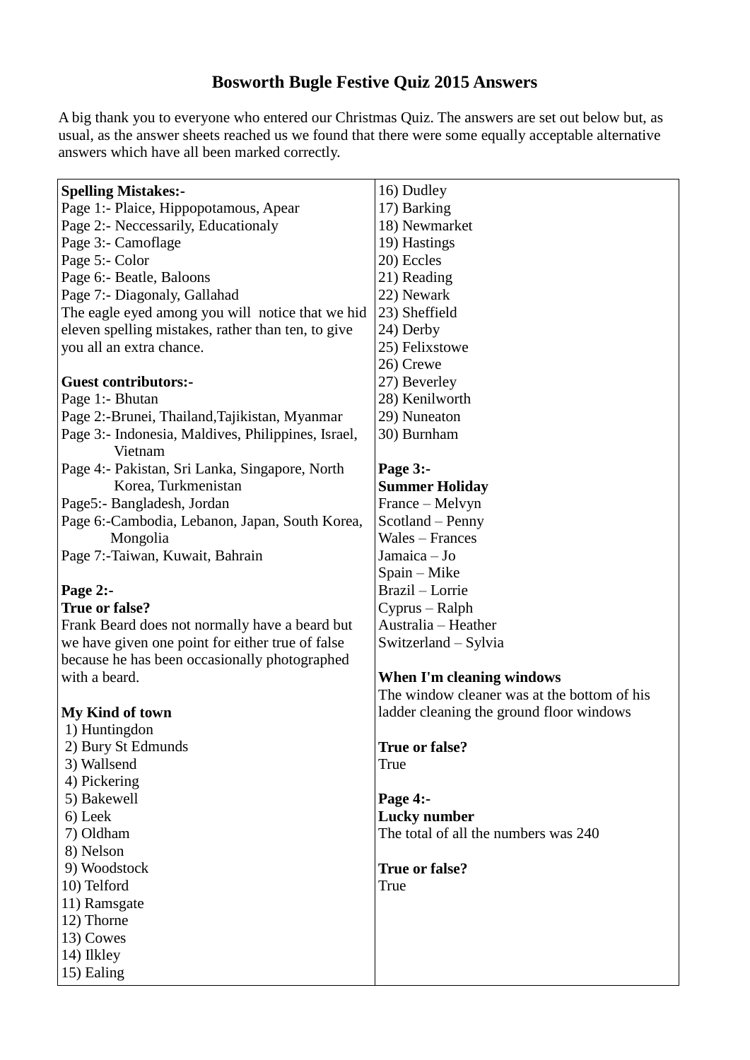# Bosworth Bugle Festive Quiz 2015 Answers

A big thank you to everyone who entered our Christmas Quiz. The answers are set out below but, as usual, as the answer sheets reached us we found that there were some equally acceptable alternative answers which have all been marked correctly.

**Spelling Mistakes:-**

Page 1:- Plaice, Hippopotamous, Apear
Page 2:- Neccessarily, Educationaly
Page 3:- Camoflage
Page 5:- Color
Page 6:- Beatle, Baloons
Page 7:- Diagonaly, Gallahad

The eagle eyed among you will notice that we hid eleven spelling mistakes, rather than ten, to give you all an extra chance.

**Guest contributors:-**

Page 1:- Bhutan
Page 2:-Brunei, Thailand,Tajikistan, Myanmar
Page 3:- Indonesia, Maldives, Philippines, Israel, Vietnam
Page 4:- Pakistan, Sri Lanka, Singapore, North Korea, Turkmenistan
Page5:- Bangladesh, Jordan
Page 6:-Cambodia, Lebanon, Japan, South Korea, Mongolia
Page 7:-Taiwan, Kuwait, Bahrain

**Page 2:-**

**True or false?**

Frank Beard does not normally have a beard but we have given one point for either true of false because he has been occasionally photographed with a beard.

**My Kind of town**

1) Huntingdon
2) Bury St Edmunds
3) Wallsend
4) Pickering
5) Bakewell
6) Leek
7) Oldham
8) Nelson
9) Woodstock
10) Telford
11) Ramsgate
12) Thorne
13) Cowes
14) Ilkley
15) Ealing
16) Dudley
17) Barking
18) Newmarket
19) Hastings
20) Eccles
21) Reading
22) Newark
23) Sheffield
24) Derby
25) Felixstowe
26) Crewe
27) Beverley
28) Kenilworth
29) Nuneaton
30) Burnham

**Page 3:-**

**Summer Holiday**

France – Melvyn
Scotland – Penny
Wales – Frances
Jamaica – Jo
Spain – Mike
Brazil – Lorrie
Cyprus – Ralph
Australia – Heather
Switzerland – Sylvia

**When I'm cleaning windows**

The window cleaner was at the bottom of his ladder cleaning the ground floor windows

**True or false?**

True

**Page 4:-**

**Lucky number**

The total of all the numbers was 240

**True or false?**

True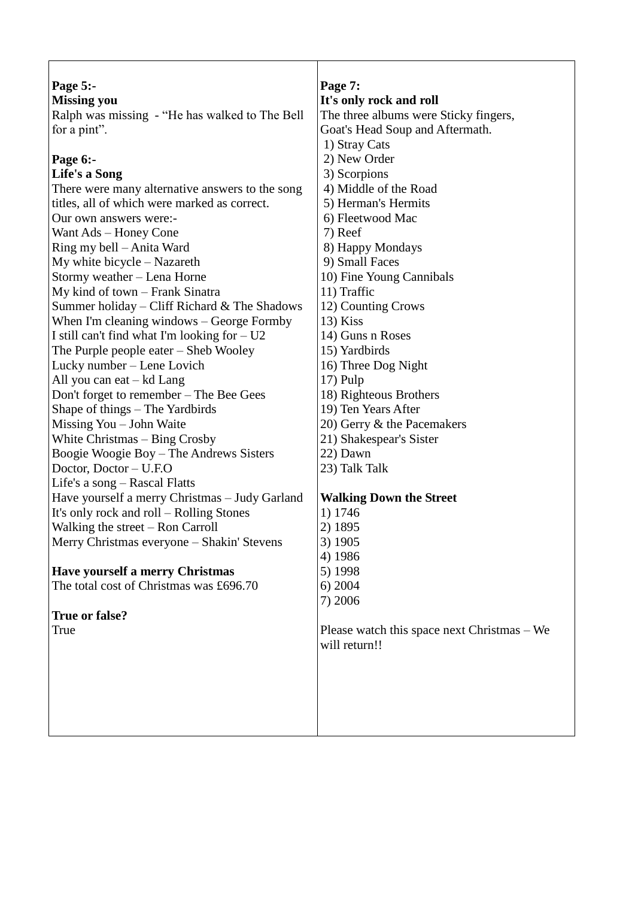**Page 5:-**

**Missing you**

Ralph was missing - "He has walked to The Bell for a pint".

**Page 6:-**

**Life's a Song**

There were many alternative answers to the song titles, all of which were marked as correct.

Our own answers were:-

Want Ads – Honey Cone
Ring my bell – Anita Ward
My white bicycle – Nazareth
Stormy weather – Lena Horne
My kind of town – Frank Sinatra
Summer holiday – Cliff Richard & The Shadows
When I'm cleaning windows – George Formby
I still can't find what I'm looking for – U2
The Purple people eater – Sheb Wooley
Lucky number – Lene Lovich
All you can eat – kd Lang
Don't forget to remember – The Bee Gees
Shape of things – The Yardbirds
Missing You – John Waite
White Christmas – Bing Crosby
Boogie Woogie Boy – The Andrews Sisters
Doctor, Doctor – U.F.O
Life's a song – Rascal Flatts
Have yourself a merry Christmas – Judy Garland
It's only rock and roll – Rolling Stones
Walking the street – Ron Carroll
Merry Christmas everyone – Shakin' Stevens

**Have yourself a merry Christmas**

The total cost of Christmas was £696.70

**True or false?**

True

**Page 7:**

**It's only rock and roll**

The three albums were Sticky fingers, Goat's Head Soup and Aftermath.

1) Stray Cats
2) New Order
3) Scorpions
4) Middle of the Road
5) Herman's Hermits
6) Fleetwood Mac
7) Reef
8) Happy Mondays
9) Small Faces
10) Fine Young Cannibals
11) Traffic
12) Counting Crows
13) Kiss
14) Guns n Roses
15) Yardbirds
16) Three Dog Night
17) Pulp
18) Righteous Brothers
19) Ten Years After
20) Gerry & the Pacemakers
21) Shakespear's Sister
22) Dawn
23) Talk Talk

**Walking Down the Street**

1) 1746
2) 1895
3) 1905
4) 1986
5) 1998
6) 2004
7) 2006

Please watch this space next Christmas – We will return!!